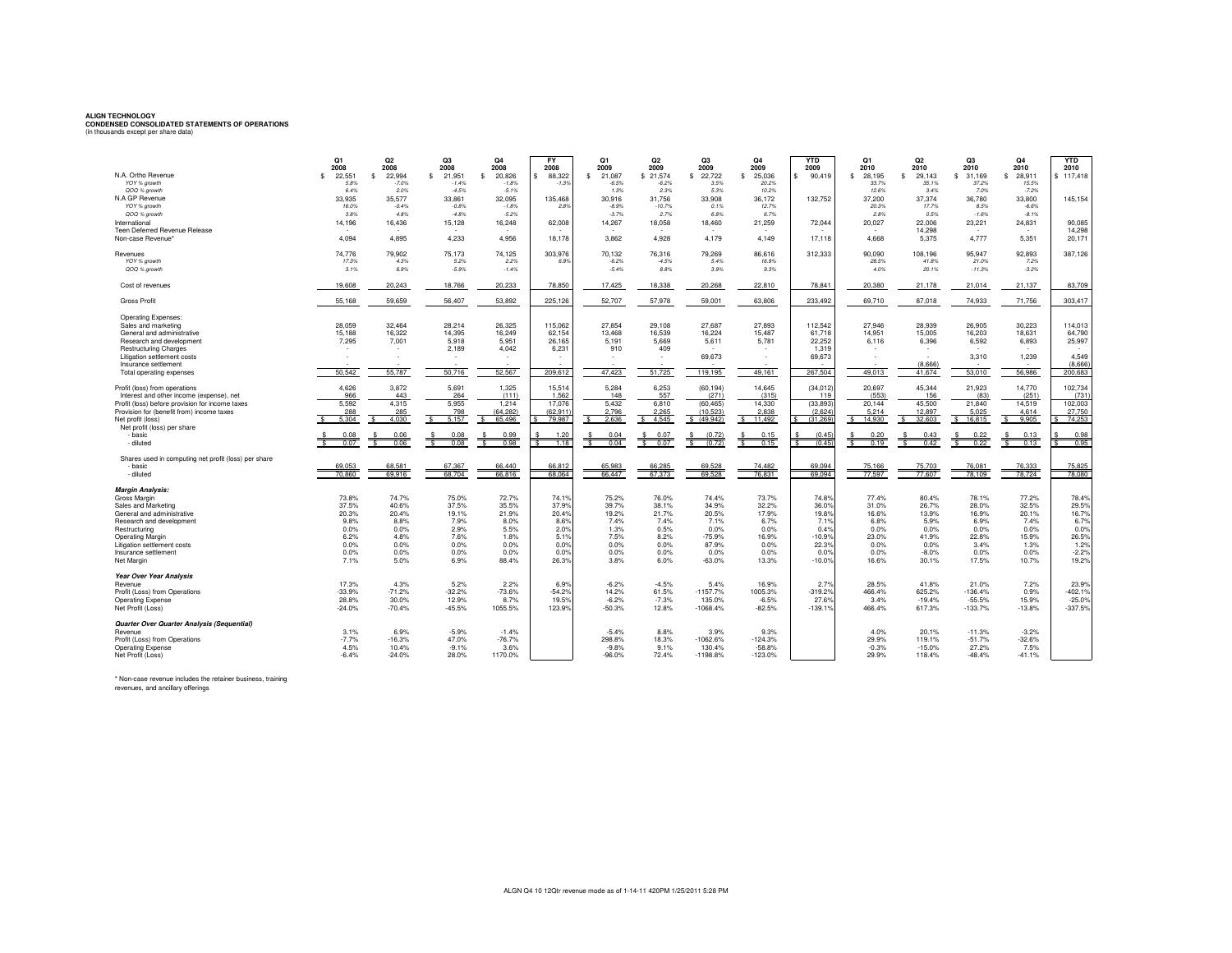**ALIGN TECHNOLOGY**
**CONDENSED CONSOLIDATED STATEMENTS OF OPERATIONS**
(in thousands except per share data)

| | Q1 2008 | Q2 2008 | Q3 2008 | Q4 2008 | FY 2008 | Q1 2009 | Q2 2009 | Q3 2009 | Q4 2009 | YTD 2009 | Q1 2010 | Q2 2010 | Q3 2010 | Q4 2010 | YTD 2010 |
|---|---|---|---|---|---|---|---|---|---|---|---|---|---|---|---|
| N.A. Ortho Revenue | $ 22,551 | $ 22,994 | $ 21,951 | $ 20,826 | $ 88,322 | $ 21,087 | $ 21,574 | $ 22,722 | $ 25,036 | $ 90,419 | $ 28,195 | $ 29,143 | $ 31,169 | $ 28,911 | $ 117,418 |
| *YOY % growth* | *5.8%* | *-7.0%* | *-1.4%* | *-1.8%* | *-1.3%* | *-6.5%* | *-6.2%* | *3.5%* | *20.2%* | | *33.7%* | *35.1%* | *37.2%* | *15.5%* | |
| *QOQ % growth* | *6.4%* | *2.0%* | *-4.5%* | *-5.1%* | | *1.3%* | *2.3%* | *5.3%* | *10.2%* | | *12.6%* | *3.4%* | *7.0%* | *-7.2%* | |
| N.A GP Revenue | 33,935 | 35,577 | 33,861 | 32,095 | 135,468 | 30,916 | 31,756 | 33,908 | 36,172 | 132,752 | 37,200 | 37,374 | 36,780 | 33,800 | 145,154 |
| *YOY % growth* | *16.0%* | *-0.4%* | *-0.8%* | *-1.8%* | *2.8%* | *-8.9%* | *-10.7%* | *0.1%* | *12.7%* | | *20.3%* | *17.7%* | *8.5%* | *-6.6%* | |
| *QOQ % growth* | *3.8%* | *4.8%* | *-4.8%* | *-5.2%* | | *-3.7%* | *2.7%* | *6.8%* | *6.7%* | | *2.8%* | *0.5%* | *-1.6%* | *-8.1%* | |
| International | 14,196 | 16,436 | 15,128 | 16,248 | 62,008 | 14,267 | 18,058 | 18,460 | 21,259 | 72,044 | 20,027 | 22,006 | 23,221 | 24,831 | 90,085 |
| Teen Deferred Revenue Release | | | | | - | | | | | - | | 14,298 | - | - | 14,298 |
| Non-case Revenue* | 4,094 | 4,895 | 4,233 | 4,956 | 18,178 | 3,862 | 4,928 | 4,179 | 4,149 | 17,118 | 4,668 | 5,375 | 4,777 | 5,351 | 20,171 |
| Revenues | 74,776 | 79,902 | 75,173 | 74,125 | 303,976 | 70,132 | 76,316 | 79,269 | 86,616 | 312,333 | 90,090 | 108,196 | 95,947 | 92,893 | 387,126 |
| *YOY % growth* | *17.3%* | *4.3%* | *5.2%* | *2.2%* | *6.9%* | *-6.2%* | *-4.5%* | *5.4%* | *16.9%* | | *28.5%* | *41.8%* | *21.0%* | *7.2%* | |
| *QOQ % growth* | *3.1%* | *6.9%* | *-5.9%* | *-1.4%* | | *-5.4%* | *8.8%* | *3.9%* | *9.3%* | | *4.0%* | *20.1%* | *-11.3%* | *-3.2%* | |
| Cost of revenues | 19,608 | 20,243 | 18,766 | 20,233 | 78,850 | 17,425 | 18,338 | 20,268 | 22,810 | 78,841 | 20,380 | 21,178 | 21,014 | 21,137 | 83,709 |
| Gross Profit | 55,168 | 59,659 | 56,407 | 53,892 | 225,126 | 52,707 | 57,978 | 59,001 | 63,806 | 233,492 | 69,710 | 87,018 | 74,933 | 71,756 | 303,417 |
| Operating Expenses: | | | | | | | | | | | | | | | |
| Sales and marketing | 28,059 | 32,464 | 28,214 | 26,325 | 115,062 | 27,854 | 29,108 | 27,687 | 27,893 | 112,542 | 27,946 | 28,939 | 26,905 | 30,223 | 114,013 |
| General and administrative | 15,188 | 16,322 | 14,395 | 16,249 | 62,154 | 13,468 | 16,539 | 16,224 | 15,487 | 61,718 | 14,951 | 15,005 | 16,203 | 18,631 | 64,790 |
| Research and development | 7,295 | 7,001 | 5,918 | 5,951 | 26,165 | 5,191 | 5,669 | 5,611 | 5,781 | 22,252 | 6,116 | 6,396 | 6,592 | 6,893 | 25,997 |
| Restructuring Charges | - | - | 2,189 | 4,042 | 6,231 | 910 | 409 | - | - | 1,319 | - | - | - | - | - |
| Litigation settlement costs | - | - | - | - | - | - | - | 69,673 | - | 69,673 | - | - | 3,310 | 1,239 | 4,549 |
| Insurance settlement | - | - | - | - | - | - | - | - | - | - | - | (8,666) | - | - | (8,666) |
| Total operating expenses | 50,542 | 55,787 | 50,716 | 52,567 | 209,612 | 47,423 | 51,725 | 119,195 | 49,161 | 267,504 | 49,013 | 41,674 | 53,010 | 56,986 | 200,683 |
| Profit (loss) from operations | 4,626 | 3,872 | 5,691 | 1,325 | 15,514 | 5,284 | 6,253 | (60,194) | 14,645 | (34,012) | 20,697 | 45,344 | 21,923 | 14,770 | 102,734 |
| Interest and other income (expense), net | 966 | 443 | 264 | (111) | 1,562 | 148 | 557 | (271) | (315) | 119 | (553) | 156 | (83) | (251) | (731) |
| Profit (loss) before provision for income taxes | 5,592 | 4,315 | 5,955 | 1,214 | 17,076 | 5,432 | 6,810 | (60,465) | 14,330 | (33,893) | 20,144 | 45,500 | 21,840 | 14,519 | 102,003 |
| Provision for (benefit from) income taxes | 288 | 285 | 798 | (64,282) | (62,911) | 2,796 | 2,265 | (10,523) | 2,838 | (2,624) | 5,214 | 12,897 | 5,025 | 4,614 | 27,750 |
| Net profit (loss) | $ 5,304 | $ 4,030 | $ 5,157 | $ 65,496 | $ 79,987 | $ 2,636 | $ 4,545 | $ (49,942) | $ 11,492 | $ (31,269) | $ 14,930 | $ 32,603 | $ 16,815 | $ 9,905 | $ 74,253 |
| Net profit (loss) per share | | | | | | | | | | | | | | | |
| - basic | $ 0.08 | $ 0.06 | $ 0.08 | $ 0.99 | $ 1.20 | $ 0.04 | $ 0.07 | $ (0.72) | $ 0.15 | $ (0.45) | $ 0.20 | $ 0.43 | $ 0.22 | $ 0.13 | $ 0.98 |
| - diluted | $ 0.07 | $ 0.06 | $ 0.08 | $ 0.98 | $ 1.18 | $ 0.04 | $ 0.07 | $ (0.72) | $ 0.15 | $ (0.45) | $ 0.19 | $ 0.42 | $ 0.22 | $ 0.13 | $ 0.95 |
| Shares used in computing net profit (loss) per share | | | | | | | | | | | | | | | |
| - basic | 69,053 | 68,581 | 67,367 | 66,440 | 66,812 | 65,983 | 66,285 | 69,528 | 74,482 | 69,094 | 75,166 | 75,703 | 76,081 | 76,333 | 75,825 |
| - diluted | 70,860 | 69,916 | 68,704 | 66,816 | 68,064 | 66,447 | 67,373 | 69,528 | 76,831 | 69,094 | 77,597 | 77,607 | 78,109 | 78,724 | 78,080 |
| ***Margin Analysis:*** | | | | | | | | | | | | | | | |
| Gross Margin | 73.8% | 74.7% | 75.0% | 72.7% | 74.1% | 75.2% | 76.0% | 74.4% | 73.7% | 74.8% | 77.4% | 80.4% | 78.1% | 77.2% | 78.4% |
| Sales and Marketing | 37.5% | 40.6% | 37.5% | 35.5% | 37.9% | 39.7% | 38.1% | 34.9% | 32.2% | 36.0% | 31.0% | 26.7% | 28.0% | 32.5% | 29.5% |
| General and administrative | 20.3% | 20.4% | 19.1% | 21.9% | 20.4% | 19.2% | 21.7% | 20.5% | 17.9% | 19.8% | 16.6% | 13.9% | 16.9% | 20.1% | 16.7% |
| Research and development | 9.8% | 8.8% | 7.9% | 8.0% | 8.6% | 7.4% | 7.4% | 7.1% | 6.7% | 7.1% | 6.8% | 5.9% | 6.9% | 7.4% | 6.7% |
| Restructuring | 0.0% | 0.0% | 2.9% | 5.5% | 2.0% | 1.3% | 0.5% | 0.0% | 0.0% | 0.4% | 0.0% | 0.0% | 0.0% | 0.0% | 0.0% |
| Operating Margin | 6.2% | 4.8% | 7.6% | 1.8% | 5.1% | 7.5% | 8.2% | -75.9% | 16.9% | -10.9% | 23.0% | 41.9% | 22.8% | 15.9% | 26.5% |
| Litigation settlement costs | 0.0% | 0.0% | 0.0% | 0.0% | 0.0% | 0.0% | 0.0% | 87.9% | 0.0% | 22.3% | 0.0% | 0.0% | 3.4% | 1.3% | 1.2% |
| Insurance settlement | 0.0% | 0.0% | 0.0% | 0.0% | 0.0% | 0.0% | 0.0% | 0.0% | 0.0% | 0.0% | 0.0% | -8.0% | 0.0% | 0.0% | -2.2% |
| Net Margin | 7.1% | 5.0% | 6.9% | 88.4% | 26.3% | 3.8% | 6.0% | -63.0% | 13.3% | -10.0% | 16.6% | 30.1% | 17.5% | 10.7% | 19.2% |
| ***Year Over Year Analysis*** | | | | | | | | | | | | | | | |
| Revenue | 17.3% | 4.3% | 5.2% | 2.2% | 6.9% | -6.2% | -4.5% | 5.4% | 16.9% | 2.7% | 28.5% | 41.8% | 21.0% | 7.2% | 23.9% |
| Profit (Loss) from Operations | -33.9% | -71.2% | -32.2% | -73.6% | -54.2% | 14.2% | 61.5% | -1157.7% | 1005.3% | -319.2% | 466.4% | 625.2% | -136.4% | 0.9% | -402.1% |
| Operating Expense | 28.8% | 30.0% | 12.9% | 8.7% | 19.5% | -6.2% | -7.3% | 135.0% | -6.5% | 27.6% | 3.4% | -19.4% | -55.5% | 15.9% | -25.0% |
| Net Profit (Loss) | -24.0% | -70.4% | -45.5% | 1055.5% | 123.9% | -50.3% | 12.8% | -1068.4% | -82.5% | -139.1% | 466.4% | 617.3% | -133.7% | -13.8% | -337.5% |
| ***Quarter Over Quarter Analysis (Sequential)*** | | | | | | | | | | | | | | | |
| Revenue | 3.1% | 6.9% | -5.9% | -1.4% | | -5.4% | 8.8% | 3.9% | 9.3% | | 4.0% | 20.1% | -11.3% | -3.2% | |
| Profit (Loss) from Operations | -7.7% | -16.3% | 47.0% | -76.7% | | 298.8% | 18.3% | -1062.6% | -124.3% | | 29.9% | 119.1% | -51.7% | -32.6% | |
| Operating Expense | 4.5% | 10.4% | -9.1% | 3.6% | | -9.8% | 9.1% | 130.4% | -58.8% | | -0.3% | -15.0% | 27.2% | 7.5% | |
| Net Profit (Loss) | -6.4% | -24.0% | 28.0% | 1170.0% | | -96.0% | 72.4% | -1198.8% | -123.0% | | 29.9% | 118.4% | -48.4% | -41.1% | |

\* Non-case revenue includes the retainer business, training revenues, and ancillary offerings

ALGN Q4 10 12Qtr revenue mode as of 1-14-11 420PM 1/25/2011 5:28 PM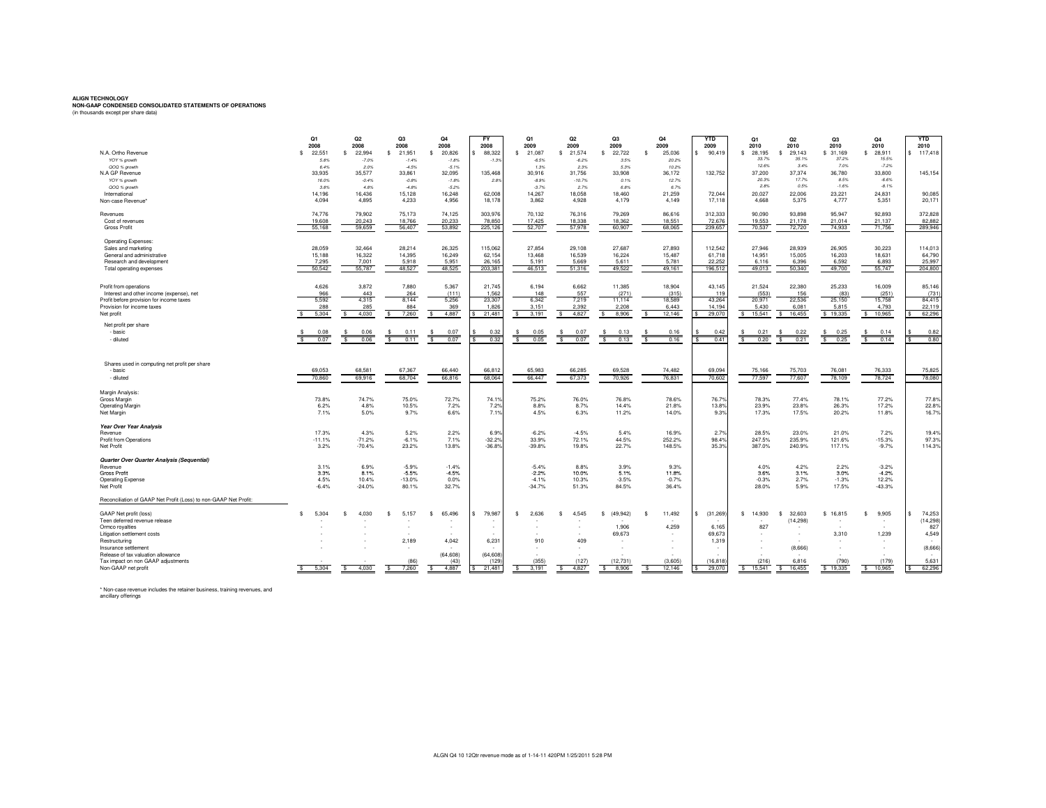**ALIGN TECHNOLOGY**
**NON-GAAP CONDENSED CONSOLIDATED STATEMENTS OF OPERATIONS**
(in thousands except per share data)

| | Q1 2008 | Q2 2008 | Q3 2008 | Q4 2008 | FY 2008 | Q1 2009 | Q2 2009 | Q3 2009 | Q4 2009 | YTD 2009 | Q1 2010 | Q2 2010 | Q3 2010 | Q4 2010 | YTD 2010 |
|---|---|---|---|---|---|---|---|---|---|---|---|---|---|---|---|
| N.A. Ortho Revenue | $ 22,551 | $ 22,994 | $ 21,951 | $ 20,826 | $ 88,322 | $ 21,087 | $ 21,574 | $ 22,722 | $ 25,036 | $ 90,419 | $ 28,195 | $ 29,143 | $ 31,169 | $ 28,911 | $ 117,418 |
| *YOY % growth* | *5.8%* | *-7.0%* | *-1.4%* | *-1.8%* | *-1.3%* | *-6.5%* | *-6.2%* | *3.5%* | *20.2%* | | *33.7%* | *35.1%* | *37.2%* | *15.5%* | |
| *QOQ % growth* | *6.4%* | *2.0%* | *-4.5%* | *-5.1%* | | *1.3%* | *2.3%* | *5.3%* | *10.2%* | | *12.6%* | *3.4%* | *7.0%* | *-7.2%* | |
| N.A GP Revenue | 33,935 | 35,577 | 33,861 | 32,095 | 135,468 | 30,916 | 31,756 | 33,908 | 36,172 | 132,752 | 37,200 | 37,374 | 36,780 | 33,800 | 145,154 |
| *YOY % growth* | *16.0%* | *-0.4%* | *-0.8%* | *-1.8%* | *2.8%* | *-8.9%* | *-10.7%* | *0.1%* | *12.7%* | | *20.3%* | *17.7%* | *8.5%* | *-6.6%* | |
| *QOQ % growth* | *3.8%* | *4.8%* | *-4.8%* | *-5.2%* | | *-3.7%* | *2.7%* | *6.8%* | *6.7%* | | *2.8%* | *0.5%* | *-1.6%* | *-8.1%* | |
| International | 14,196 | 16,436 | 15,128 | 16,248 | 62,008 | 14,267 | 18,058 | 18,460 | 21,259 | 72,044 | 20,027 | 22,006 | 23,221 | 24,831 | 90,085 |
| Non-case Revenue* | 4,094 | 4,895 | 4,233 | 4,956 | 18,178 | 3,862 | 4,928 | 4,179 | 4,149 | 17,118 | 4,668 | 5,375 | 4,777 | 5,351 | 20,171 |
| | | | | | | | | | | | | | | | |
| Revenues | 74,776 | 79,902 | 75,173 | 74,125 | 303,976 | 70,132 | 76,316 | 79,269 | 86,616 | 312,333 | 90,090 | 93,898 | 95,947 | 92,893 | 372,828 |
| Cost of revenues | 19,608 | 20,243 | 18,766 | 20,233 | 78,850 | 17,425 | 18,338 | 18,362 | 18,551 | 72,676 | 19,553 | 21,178 | 21,014 | 21,137 | 82,882 |
| Gross Profit | 55,168 | 59,659 | 56,407 | 53,892 | 225,126 | 52,707 | 57,978 | 60,907 | 68,065 | 239,657 | 70,537 | 72,720 | 74,933 | 71,756 | 289,946 |
| | | | | | | | | | | | | | | | |
| Operating Expenses: | | | | | | | | | | | | | | | |
| Sales and marketing | 28,059 | 32,464 | 28,214 | 26,325 | 115,062 | 27,854 | 29,108 | 27,687 | 27,893 | 112,542 | 27,946 | 28,939 | 26,905 | 30,223 | 114,013 |
| General and administrative | 15,188 | 16,322 | 14,395 | 16,249 | 62,154 | 13,468 | 16,539 | 16,224 | 15,487 | 61,718 | 14,951 | 15,005 | 16,203 | 18,631 | 64,790 |
| Research and development | 7,295 | 7,001 | 5,918 | 5,951 | 26,165 | 5,191 | 5,669 | 5,611 | 5,781 | 22,252 | 6,116 | 6,396 | 6,592 | 6,893 | 25,997 |
| Total operating expenses | 50,542 | 55,787 | 48,527 | 48,525 | 203,381 | 46,513 | 51,316 | 49,522 | 49,161 | 196,512 | 49,013 | 50,340 | 49,700 | 55,747 | 204,800 |
| | | | | | | | | | | | | | | | |
| Profit from operations | 4,626 | 3,872 | 7,880 | 5,367 | 21,745 | 6,194 | 6,662 | 11,385 | 18,904 | 43,145 | 21,524 | 22,380 | 25,233 | 16,009 | 85,146 |
| Interest and other income (expense), net | 966 | 443 | 264 | (111) | 1,562 | 148 | 557 | (271) | (315) | 119 | (553) | 156 | (83) | (251) | (731) |
| Profit before provision for income taxes | 5,592 | 4,315 | 8,144 | 5,256 | 23,307 | 6,342 | 7,219 | 11,114 | 18,589 | 43,264 | 20,971 | 22,536 | 25,150 | 15,758 | 84,415 |
| Provision for income taxes | 288 | 285 | 884 | 369 | 1,826 | 3,151 | 2,392 | 2,208 | 6,443 | 14,194 | 5,430 | 6,081 | 5,815 | 4,793 | 22,119 |
| Net profit | $ 5,304 | $ 4,030 | $ 7,260 | $ 4,887 | $ 21,481 | $ 3,191 | $ 4,827 | $ 8,906 | $ 12,146 | $ 29,070 | $ 15,541 | $ 16,455 | $ 19,335 | $ 10,965 | $ 62,296 |
| | | | | | | | | | | | | | | | |
| Net profit per share | | | | | | | | | | | | | | | |
| - basic | $ 0.08 | $ 0.06 | $ 0.11 | $ 0.07 | $ 0.32 | $ 0.05 | $ 0.07 | $ 0.13 | $ 0.16 | $ 0.42 | $ 0.21 | $ 0.22 | $ 0.25 | $ 0.14 | $ 0.82 |
| - diluted | $ 0.07 | $ 0.06 | $ 0.11 | $ 0.07 | $ 0.32 | $ 0.05 | $ 0.07 | $ 0.13 | $ 0.16 | $ 0.41 | $ 0.20 | $ 0.21 | $ 0.25 | $ 0.14 | $ 0.80 |
| | | | | | | | | | | | | | | | |
| Shares used in computing net profit per share | | | | | | | | | | | | | | | |
| - basic | 69,053 | 68,581 | 67,367 | 66,440 | 66,812 | 65,983 | 66,285 | 69,528 | 74,482 | 69,094 | 75,166 | 75,703 | 76,081 | 76,333 | 75,825 |
| - diluted | 70,860 | 69,916 | 68,704 | 66,816 | 68,064 | 66,447 | 67,373 | 70,926 | 76,831 | 70,602 | 77,597 | 77,607 | 78,109 | 78,724 | 78,080 |
| | | | | | | | | | | | | | | | |
| Margin Analysis: | | | | | | | | | | | | | | | |
| Gross Margin | 73.8% | 74.7% | 75.0% | 72.7% | 74.1% | 75.2% | 76.0% | 76.8% | 78.6% | 76.7% | 78.3% | 77.4% | 78.1% | 77.2% | 77.8% |
| Operating Margin | 6.2% | 4.8% | 10.5% | 7.2% | 7.2% | 8.8% | 8.7% | 14.4% | 21.8% | 13.8% | 23.9% | 23.8% | 26.3% | 17.2% | 22.8% |
| Net Margin | 7.1% | 5.0% | 9.7% | 6.6% | 7.1% | 4.5% | 6.3% | 11.2% | 14.0% | 9.3% | 17.3% | 17.5% | 20.2% | 11.8% | 16.7% |
| | | | | | | | | | | | | | | | |
| ***Year Over Year Analysis*** | | | | | | | | | | | | | | | |
| Revenue | 17.3% | 4.3% | 5.2% | 2.2% | 6.9% | -6.2% | -4.5% | 5.4% | 16.9% | 2.7% | 28.5% | 23.0% | 21.0% | 7.2% | 19.4% |
| Profit from Operations | -11.1% | -71.2% | -6.1% | 7.1% | -32.2% | 33.9% | 72.1% | 44.5% | 252.2% | 98.4% | 247.5% | 235.9% | 121.6% | -15.3% | 97.3% |
| Net Profit | 3.2% | -70.4% | 23.2% | 13.8% | -36.8% | -39.8% | 19.8% | 22.7% | 148.5% | 35.3% | 387.0% | 240.9% | 117.1% | -9.7% | 114.3% |
| | | | | | | | | | | | | | | | |
| ***Quarter Over Quarter Analysis (Sequential)*** | | | | | | | | | | | | | | | |
| Revenue | 3.1% | 6.9% | -5.9% | -1.4% | | -5.4% | 8.8% | 3.9% | 9.3% | | 4.0% | 4.2% | 2.2% | -3.2% | |
| Gross Profit | 3.3% | 8.1% | -5.5% | -4.5% | | -2.2% | 10.0% | 5.1% | 11.8% | | 3.6% | 3.1% | 3.0% | -4.2% | |
| Operating Expense | 4.5% | 10.4% | -13.0% | 0.0% | | -4.1% | 10.3% | -3.5% | -0.7% | | -0.3% | 2.7% | -1.3% | 12.2% | |
| Net Profit | -6.4% | -24.0% | 80.1% | 32.7% | | -34.7% | 51.3% | 84.5% | 36.4% | | 28.0% | 5.9% | 17.5% | -43.3% | |
| | | | | | | | | | | | | | | | |
| Reconciliation of GAAP Net Profit (Loss) to non-GAAP Net Profit: | | | | | | | | | | | | | | | |
| | | | | | | | | | | | | | | | |
| GAAP Net profit (loss) | $ 5,304 | $ 4,030 | $ 5,157 | $ 65,496 | $ 79,987 | $ 2,636 | $ 4,545 | $ (49,942) | $ 11,492 | $ (31,269) | $ 14,930 | $ 32,603 | $ 16,815 | $ 9,905 | $ 74,253 |
| Teen deferred revenue release | - | - | - | - | - | - | - | - | - | - | - | (14,298) | - | - | (14,298) |
| Ormco royalties | - | - | - | - | - | - | - | 1,906 | 4,259 | 6,165 | 827 | - | - | - | 827 |
| Litigation settlement costs | - | - | - | - | - | - | - | 69,673 | - | 69,673 | - | - | 3,310 | 1,239 | 4,549 |
| Restructuring | - | - | 2,189 | 4,042 | 6,231 | 910 | 409 | - | - | 1,319 | - | - | - | - | - |
| Insurance settlement | - | - | - | - | - | - | - | - | - | - | - | (8,666) | - | - | (8,666) |
| Release of tax valuation allowance | - | - | - | (64,608) | (64,608) | - | - | - | - | - | - | - | - | - | - |
| Tax impact on non GAAP adjustments | - | - | (86) | (43) | (129) | (355) | (127) | (12,731) | (3,605) | (16,818) | (216) | 6,816 | (790) | (179) | 5,631 |
| Non-GAAP net profit | $ 5,304 | $ 4,030 | $ 7,260 | $ 4,887 | $ 21,481 | $ 3,191 | $ 4,827 | $ 8,906 | $ 12,146 | $ 29,070 | $ 15,541 | $ 16,455 | $ 19,335 | $ 10,965 | $ 62,296 |

\* Non-case revenue includes the retainer business, training revenues, and ancillary offerings

ALGN Q4 10 12Qtr revenue mode as of 1-14-11 420PM 1/25/2011 5:28 PM